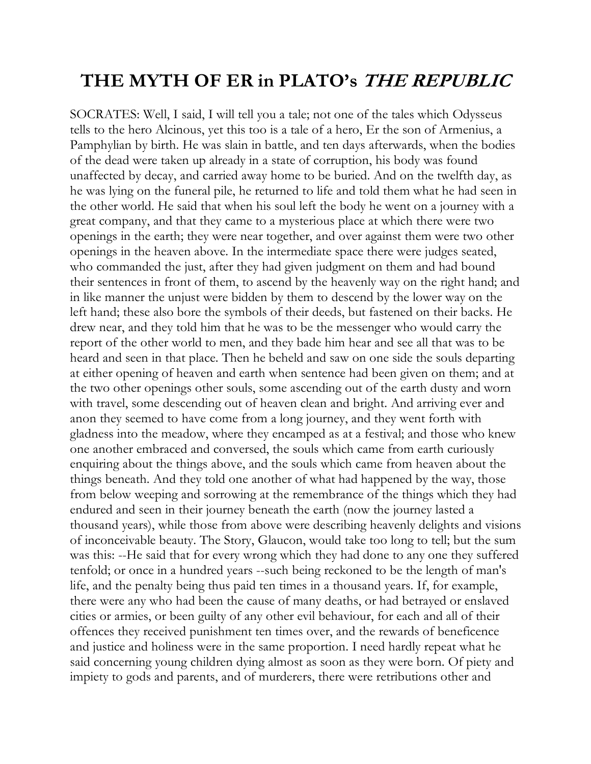# THE MYTH OF ER in PLATO's *THE REPUBLIC*

SOCRATES: Well, I said, I will tell you a tale; not one of the tales which Odysseus tells to the hero Alcinous, yet this too is a tale of a hero, Er the son of Armenius, a Pamphylian by birth. He was slain in battle, and ten days afterwards, when the bodies of the dead were taken up already in a state of corruption, his body was found unaffected by decay, and carried away home to be buried. And on the twelfth day, as he was lying on the funeral pile, he returned to life and told them what he had seen in the other world. He said that when his soul left the body he went on a journey with a great company, and that they came to a mysterious place at which there were two openings in the earth; they were near together, and over against them were two other openings in the heaven above. In the intermediate space there were judges seated, who commanded the just, after they had given judgment on them and had bound their sentences in front of them, to ascend by the heavenly way on the right hand; and in like manner the unjust were bidden by them to descend by the lower way on the left hand; these also bore the symbols of their deeds, but fastened on their backs. He drew near, and they told him that he was to be the messenger who would carry the report of the other world to men, and they bade him hear and see all that was to be heard and seen in that place. Then he beheld and saw on one side the souls departing at either opening of heaven and earth when sentence had been given on them; and at the two other openings other souls, some ascending out of the earth dusty and worn with travel, some descending out of heaven clean and bright. And arriving ever and anon they seemed to have come from a long journey, and they went forth with gladness into the meadow, where they encamped as at a festival; and those who knew one another embraced and conversed, the souls which came from earth curiously enquiring about the things above, and the souls which came from heaven about the things beneath. And they told one another of what had happened by the way, those from below weeping and sorrowing at the remembrance of the things which they had endured and seen in their journey beneath the earth (now the journey lasted a thousand years), while those from above were describing heavenly delights and visions of inconceivable beauty. The Story, Glaucon, would take too long to tell; but the sum was this: --He said that for every wrong which they had done to any one they suffered tenfold; or once in a hundred years --such being reckoned to be the length of man's life, and the penalty being thus paid ten times in a thousand years. If, for example, there were any who had been the cause of many deaths, or had betrayed or enslaved cities or armies, or been guilty of any other evil behaviour, for each and all of their offences they received punishment ten times over, and the rewards of beneficence and justice and holiness were in the same proportion. I need hardly repeat what he said concerning young children dying almost as soon as they were born. Of piety and impiety to gods and parents, and of murderers, there were retributions other and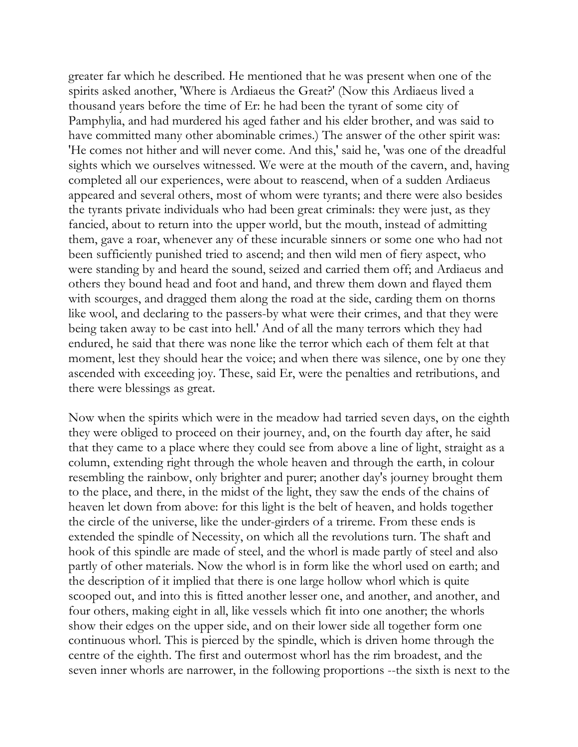greater far which he described. He mentioned that he was present when one of the spirits asked another, 'Where is Ardiaeus the Great?' (Now this Ardiaeus lived a thousand years before the time of Er: he had been the tyrant of some city of Pamphylia, and had murdered his aged father and his elder brother, and was said to have committed many other abominable crimes.) The answer of the other spirit was: 'He comes not hither and will never come. And this,' said he, 'was one of the dreadful sights which we ourselves witnessed. We were at the mouth of the cavern, and, having completed all our experiences, were about to reascend, when of a sudden Ardiaeus appeared and several others, most of whom were tyrants; and there were also besides the tyrants private individuals who had been great criminals: they were just, as they fancied, about to return into the upper world, but the mouth, instead of admitting them, gave a roar, whenever any of these incurable sinners or some one who had not been sufficiently punished tried to ascend; and then wild men of fiery aspect, who were standing by and heard the sound, seized and carried them off; and Ardiaeus and others they bound head and foot and hand, and threw them down and flayed them with scourges, and dragged them along the road at the side, carding them on thorns like wool, and declaring to the passers-by what were their crimes, and that they were being taken away to be cast into hell.' And of all the many terrors which they had endured, he said that there was none like the terror which each of them felt at that moment, lest they should hear the voice; and when there was silence, one by one they ascended with exceeding joy. These, said Er, were the penalties and retributions, and there were blessings as great.

Now when the spirits which were in the meadow had tarried seven days, on the eighth they were obliged to proceed on their journey, and, on the fourth day after, he said that they came to a place where they could see from above a line of light, straight as a column, extending right through the whole heaven and through the earth, in colour resembling the rainbow, only brighter and purer; another day's journey brought them to the place, and there, in the midst of the light, they saw the ends of the chains of heaven let down from above: for this light is the belt of heaven, and holds together the circle of the universe, like the under-girders of a trireme. From these ends is extended the spindle of Necessity, on which all the revolutions turn. The shaft and hook of this spindle are made of steel, and the whorl is made partly of steel and also partly of other materials. Now the whorl is in form like the whorl used on earth; and the description of it implied that there is one large hollow whorl which is quite scooped out, and into this is fitted another lesser one, and another, and another, and four others, making eight in all, like vessels which fit into one another; the whorls show their edges on the upper side, and on their lower side all together form one continuous whorl. This is pierced by the spindle, which is driven home through the centre of the eighth. The first and outermost whorl has the rim broadest, and the seven inner whorls are narrower, in the following proportions --the sixth is next to the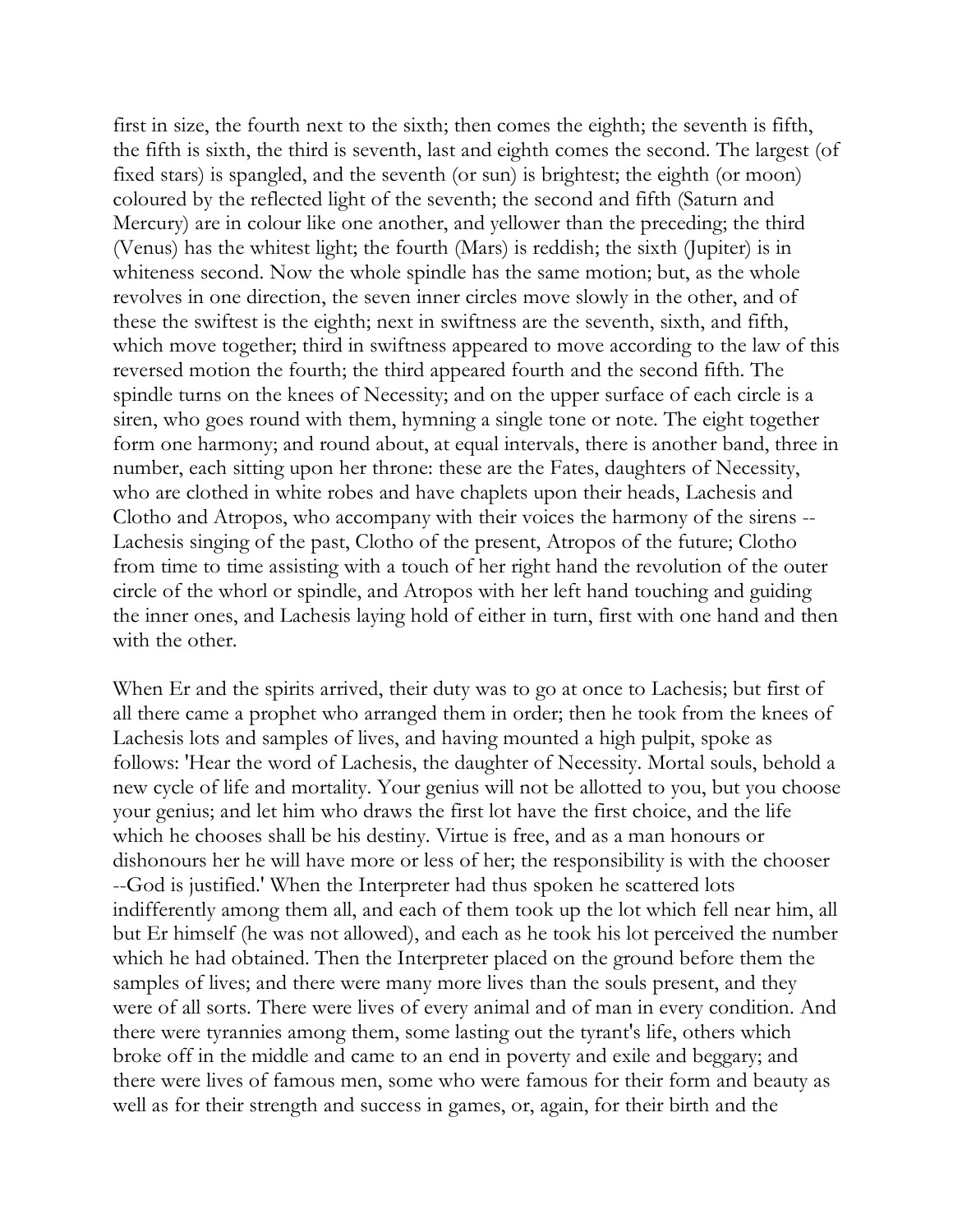first in size, the fourth next to the sixth; then comes the eighth; the seventh is fifth, the fifth is sixth, the third is seventh, last and eighth comes the second. The largest (of fixed stars) is spangled, and the seventh (or sun) is brightest; the eighth (or moon) coloured by the reflected light of the seventh; the second and fifth (Saturn and Mercury) are in colour like one another, and yellower than the preceding; the third (Venus) has the whitest light; the fourth (Mars) is reddish; the sixth (Jupiter) is in whiteness second. Now the whole spindle has the same motion; but, as the whole revolves in one direction, the seven inner circles move slowly in the other, and of these the swiftest is the eighth; next in swiftness are the seventh, sixth, and fifth, which move together; third in swiftness appeared to move according to the law of this reversed motion the fourth; the third appeared fourth and the second fifth. The spindle turns on the knees of Necessity; and on the upper surface of each circle is a siren, who goes round with them, hymning a single tone or note. The eight together form one harmony; and round about, at equal intervals, there is another band, three in number, each sitting upon her throne: these are the Fates, daughters of Necessity, who are clothed in white robes and have chaplets upon their heads, Lachesis and Clotho and Atropos, who accompany with their voices the harmony of the sirens -- Lachesis singing of the past, Clotho of the present, Atropos of the future; Clotho from time to time assisting with a touch of her right hand the revolution of the outer circle of the whorl or spindle, and Atropos with her left hand touching and guiding the inner ones, and Lachesis laying hold of either in turn, first with one hand and then with the other.

When Er and the spirits arrived, their duty was to go at once to Lachesis; but first of all there came a prophet who arranged them in order; then he took from the knees of Lachesis lots and samples of lives, and having mounted a high pulpit, spoke as follows: 'Hear the word of Lachesis, the daughter of Necessity. Mortal souls, behold a new cycle of life and mortality. Your genius will not be allotted to you, but you choose your genius; and let him who draws the first lot have the first choice, and the life which he chooses shall be his destiny. Virtue is free, and as a man honours or dishonours her he will have more or less of her; the responsibility is with the chooser --God is justified.' When the Interpreter had thus spoken he scattered lots indifferently among them all, and each of them took up the lot which fell near him, all but Er himself (he was not allowed), and each as he took his lot perceived the number which he had obtained. Then the Interpreter placed on the ground before them the samples of lives; and there were many more lives than the souls present, and they were of all sorts. There were lives of every animal and of man in every condition. And there were tyrannies among them, some lasting out the tyrant's life, others which broke off in the middle and came to an end in poverty and exile and beggary; and there were lives of famous men, some who were famous for their form and beauty as well as for their strength and success in games, or, again, for their birth and the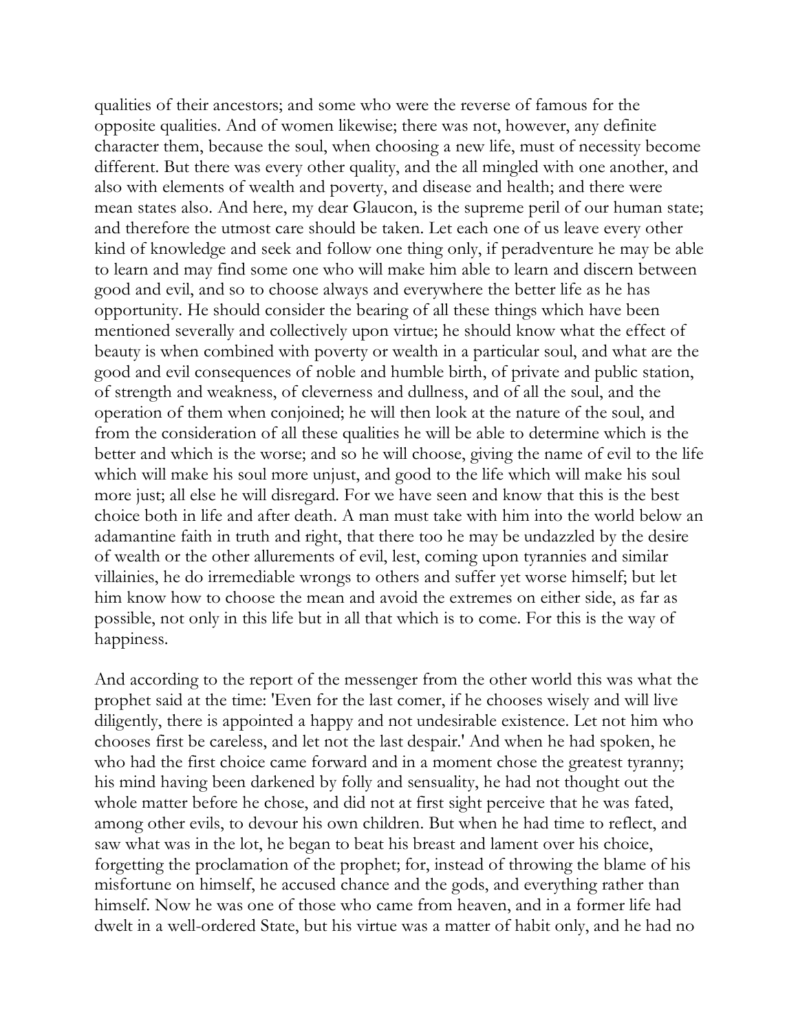qualities of their ancestors; and some who were the reverse of famous for the opposite qualities. And of women likewise; there was not, however, any definite character them, because the soul, when choosing a new life, must of necessity become different. But there was every other quality, and the all mingled with one another, and also with elements of wealth and poverty, and disease and health; and there were mean states also. And here, my dear Glaucon, is the supreme peril of our human state; and therefore the utmost care should be taken. Let each one of us leave every other kind of knowledge and seek and follow one thing only, if peradventure he may be able to learn and may find some one who will make him able to learn and discern between good and evil, and so to choose always and everywhere the better life as he has opportunity. He should consider the bearing of all these things which have been mentioned severally and collectively upon virtue; he should know what the effect of beauty is when combined with poverty or wealth in a particular soul, and what are the good and evil consequences of noble and humble birth, of private and public station, of strength and weakness, of cleverness and dullness, and of all the soul, and the operation of them when conjoined; he will then look at the nature of the soul, and from the consideration of all these qualities he will be able to determine which is the better and which is the worse; and so he will choose, giving the name of evil to the life which will make his soul more unjust, and good to the life which will make his soul more just; all else he will disregard. For we have seen and know that this is the best choice both in life and after death. A man must take with him into the world below an adamantine faith in truth and right, that there too he may be undazzled by the desire of wealth or the other allurements of evil, lest, coming upon tyrannies and similar villainies, he do irremediable wrongs to others and suffer yet worse himself; but let him know how to choose the mean and avoid the extremes on either side, as far as possible, not only in this life but in all that which is to come. For this is the way of happiness.

And according to the report of the messenger from the other world this was what the prophet said at the time: 'Even for the last comer, if he chooses wisely and will live diligently, there is appointed a happy and not undesirable existence. Let not him who chooses first be careless, and let not the last despair.' And when he had spoken, he who had the first choice came forward and in a moment chose the greatest tyranny; his mind having been darkened by folly and sensuality, he had not thought out the whole matter before he chose, and did not at first sight perceive that he was fated, among other evils, to devour his own children. But when he had time to reflect, and saw what was in the lot, he began to beat his breast and lament over his choice, forgetting the proclamation of the prophet; for, instead of throwing the blame of his misfortune on himself, he accused chance and the gods, and everything rather than himself. Now he was one of those who came from heaven, and in a former life had dwelt in a well-ordered State, but his virtue was a matter of habit only, and he had no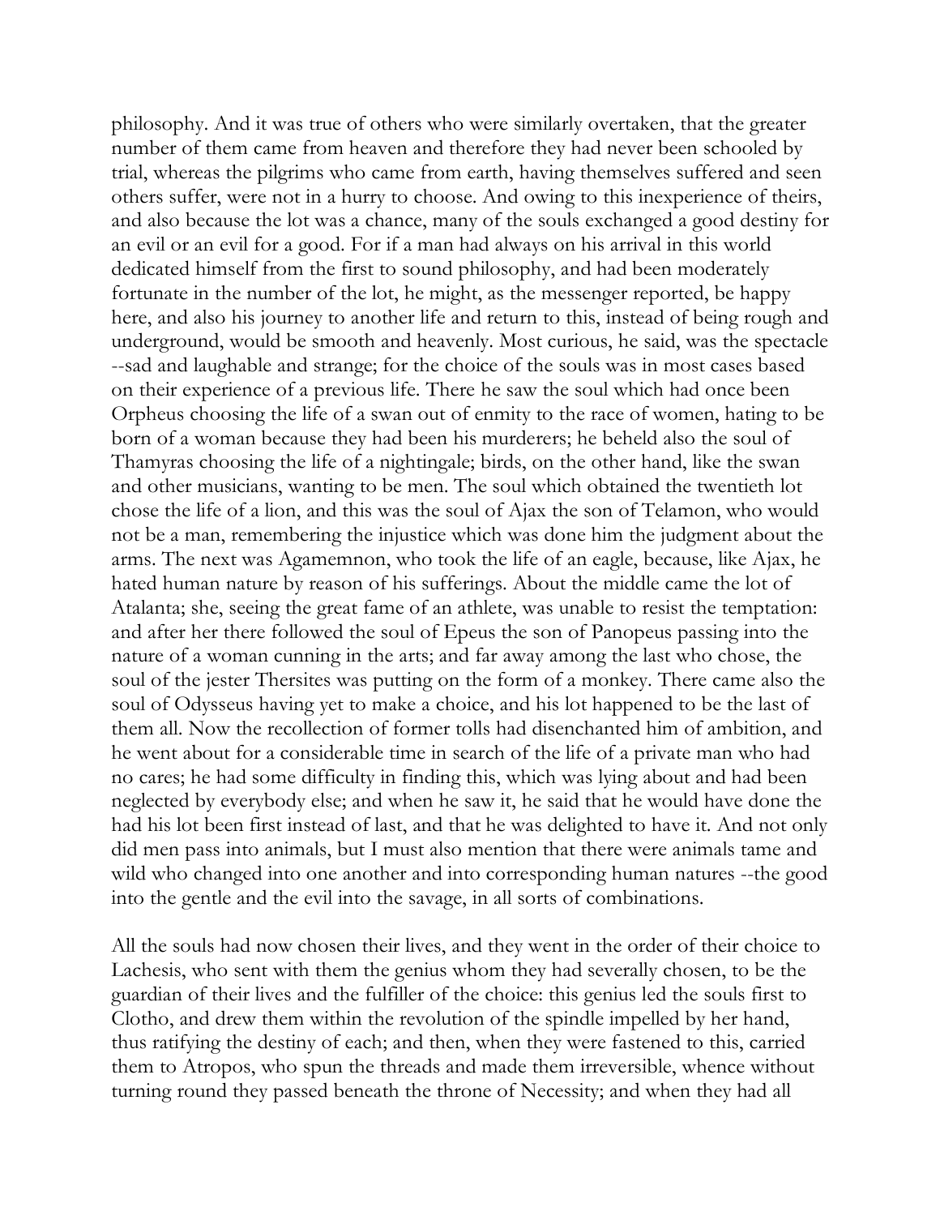philosophy. And it was true of others who were similarly overtaken, that the greater number of them came from heaven and therefore they had never been schooled by trial, whereas the pilgrims who came from earth, having themselves suffered and seen others suffer, were not in a hurry to choose. And owing to this inexperience of theirs, and also because the lot was a chance, many of the souls exchanged a good destiny for an evil or an evil for a good. For if a man had always on his arrival in this world dedicated himself from the first to sound philosophy, and had been moderately fortunate in the number of the lot, he might, as the messenger reported, be happy here, and also his journey to another life and return to this, instead of being rough and underground, would be smooth and heavenly. Most curious, he said, was the spectacle --sad and laughable and strange; for the choice of the souls was in most cases based on their experience of a previous life. There he saw the soul which had once been Orpheus choosing the life of a swan out of enmity to the race of women, hating to be born of a woman because they had been his murderers; he beheld also the soul of Thamyras choosing the life of a nightingale; birds, on the other hand, like the swan and other musicians, wanting to be men. The soul which obtained the twentieth lot chose the life of a lion, and this was the soul of Ajax the son of Telamon, who would not be a man, remembering the injustice which was done him the judgment about the arms. The next was Agamemnon, who took the life of an eagle, because, like Ajax, he hated human nature by reason of his sufferings. About the middle came the lot of Atalanta; she, seeing the great fame of an athlete, was unable to resist the temptation: and after her there followed the soul of Epeus the son of Panopeus passing into the nature of a woman cunning in the arts; and far away among the last who chose, the soul of the jester Thersites was putting on the form of a monkey. There came also the soul of Odysseus having yet to make a choice, and his lot happened to be the last of them all. Now the recollection of former tolls had disenchanted him of ambition, and he went about for a considerable time in search of the life of a private man who had no cares; he had some difficulty in finding this, which was lying about and had been neglected by everybody else; and when he saw it, he said that he would have done the had his lot been first instead of last, and that he was delighted to have it. And not only did men pass into animals, but I must also mention that there were animals tame and wild who changed into one another and into corresponding human natures --the good into the gentle and the evil into the savage, in all sorts of combinations.

All the souls had now chosen their lives, and they went in the order of their choice to Lachesis, who sent with them the genius whom they had severally chosen, to be the guardian of their lives and the fulfiller of the choice: this genius led the souls first to Clotho, and drew them within the revolution of the spindle impelled by her hand, thus ratifying the destiny of each; and then, when they were fastened to this, carried them to Atropos, who spun the threads and made them irreversible, whence without turning round they passed beneath the throne of Necessity; and when they had all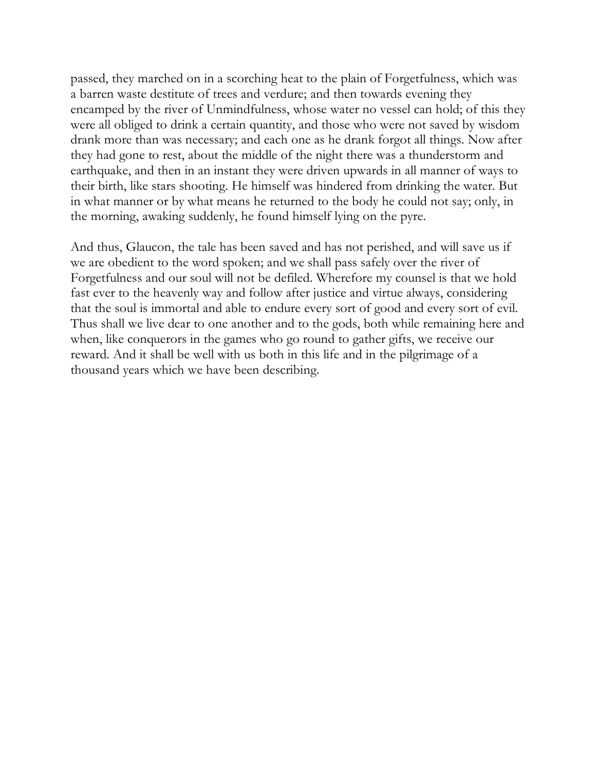passed, they marched on in a scorching heat to the plain of Forgetfulness, which was a barren waste destitute of trees and verdure; and then towards evening they encamped by the river of Unmindfulness, whose water no vessel can hold; of this they were all obliged to drink a certain quantity, and those who were not saved by wisdom drank more than was necessary; and each one as he drank forgot all things. Now after they had gone to rest, about the middle of the night there was a thunderstorm and earthquake, and then in an instant they were driven upwards in all manner of ways to their birth, like stars shooting. He himself was hindered from drinking the water. But in what manner or by what means he returned to the body he could not say; only, in the morning, awaking suddenly, he found himself lying on the pyre.

And thus, Glaucon, the tale has been saved and has not perished, and will save us if we are obedient to the word spoken; and we shall pass safely over the river of Forgetfulness and our soul will not be defiled. Wherefore my counsel is that we hold fast ever to the heavenly way and follow after justice and virtue always, considering that the soul is immortal and able to endure every sort of good and every sort of evil. Thus shall we live dear to one another and to the gods, both while remaining here and when, like conquerors in the games who go round to gather gifts, we receive our reward. And it shall be well with us both in this life and in the pilgrimage of a thousand years which we have been describing.